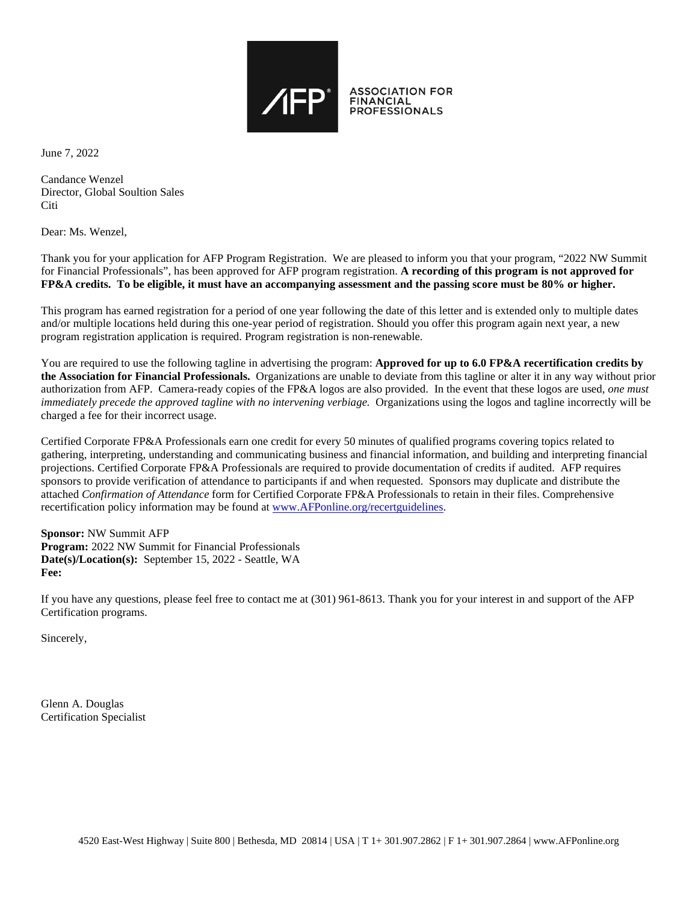ASSOCIATION FOR FINANCIAL PROFESSIONALS

June 7, 2022

Candance Wenzel
Director, Global Soultion Sales
Citi

Dear: Ms. Wenzel,

Thank you for your application for AFP Program Registration. We are pleased to inform you that your program, "2022 NW Summit for Financial Professionals", has been approved for AFP program registration. **A recording of this program is not approved for FP&A credits. To be eligible, it must have an accompanying assessment and the passing score must be 80% or higher.**

This program has earned registration for a period of one year following the date of this letter and is extended only to multiple dates and/or multiple locations held during this one-year period of registration. Should you offer this program again next year, a new program registration application is required. Program registration is non-renewable.

You are required to use the following tagline in advertising the program: **Approved for up to 6.0 FP&A recertification credits by the Association for Financial Professionals.** Organizations are unable to deviate from this tagline or alter it in any way without prior authorization from AFP. Camera-ready copies of the FP&A logos are also provided. In the event that these logos are used, *one must immediately precede the approved tagline with no intervening verbiage.* Organizations using the logos and tagline incorrectly will be charged a fee for their incorrect usage.

Certified Corporate FP&A Professionals earn one credit for every 50 minutes of qualified programs covering topics related to gathering, interpreting, understanding and communicating business and financial information, and building and interpreting financial projections. Certified Corporate FP&A Professionals are required to provide documentation of credits if audited. AFP requires sponsors to provide verification of attendance to participants if and when requested. Sponsors may duplicate and distribute the attached *Confirmation of Attendance* form for Certified Corporate FP&A Professionals to retain in their files. Comprehensive recertification policy information may be found at www.AFPonline.org/recertguidelines.

**Sponsor:** NW Summit AFP
**Program:** 2022 NW Summit for Financial Professionals
**Date(s)/Location(s):** September 15, 2022 - Seattle, WA
**Fee:**

If you have any questions, please feel free to contact me at (301) 961-8613. Thank you for your interest in and support of the AFP Certification programs.

Sincerely,

Glenn A. Douglas
Certification Specialist

4520 East-West Highway | Suite 800 | Bethesda, MD 20814 | USA | T 1+ 301.907.2862 | F 1+ 301.907.2864 | www.AFPonline.org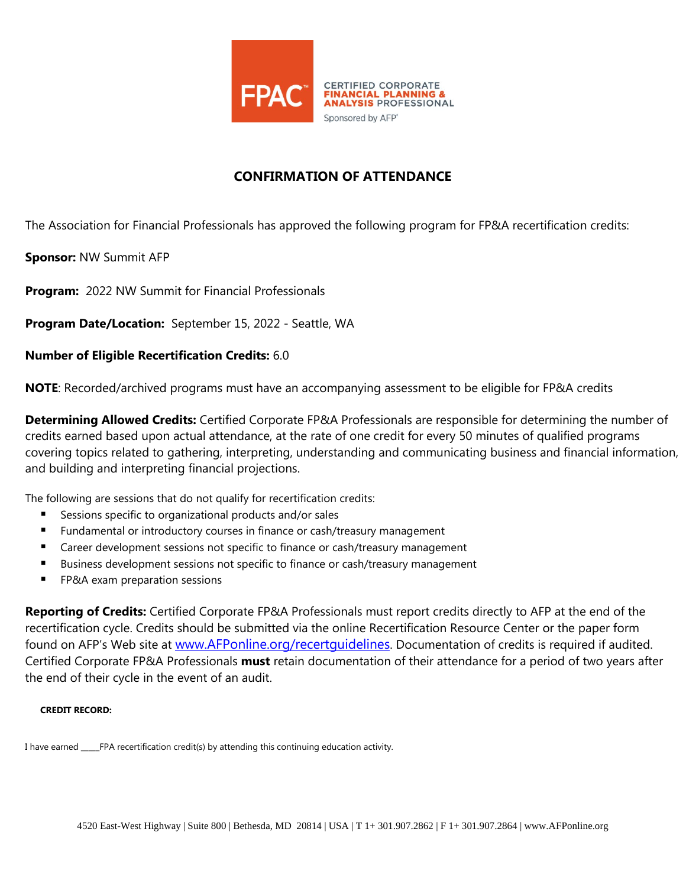FPAC™ CERTIFIED CORPORATE FINANCIAL PLANNING & ANALYSIS PROFESSIONAL

Sponsored by AFP®

## CONFIRMATION OF ATTENDANCE

The Association for Financial Professionals has approved the following program for FP&A recertification credits:

**Sponsor:** NW Summit AFP

**Program:** 2022 NW Summit for Financial Professionals

**Program Date/Location:** September 15, 2022 - Seattle, WA

**Number of Eligible Recertification Credits:** 6.0

**NOTE**: Recorded/archived programs must have an accompanying assessment to be eligible for FP&A credits

**Determining Allowed Credits:** Certified Corporate FP&A Professionals are responsible for determining the number of credits earned based upon actual attendance, at the rate of one credit for every 50 minutes of qualified programs covering topics related to gathering, interpreting, understanding and communicating business and financial information, and building and interpreting financial projections.

The following are sessions that do not qualify for recertification credits:

- Sessions specific to organizational products and/or sales
- Fundamental or introductory courses in finance or cash/treasury management
- Career development sessions not specific to finance or cash/treasury management
- Business development sessions not specific to finance or cash/treasury management
- FP&A exam preparation sessions

**Reporting of Credits:** Certified Corporate FP&A Professionals must report credits directly to AFP at the end of the recertification cycle. Credits should be submitted via the online Recertification Resource Center or the paper form found on AFP's Web site at www.AFPonline.org/recertguidelines. Documentation of credits is required if audited. Certified Corporate FP&A Professionals **must** retain documentation of their attendance for a period of two years after the end of their cycle in the event of an audit.

**CREDIT RECORD:**

I have earned _____FPA recertification credit(s) by attending this continuing education activity.

4520 East-West Highway | Suite 800 | Bethesda, MD 20814 | USA | T 1+ 301.907.2862 | F 1+ 301.907.2864 | www.AFPonline.org